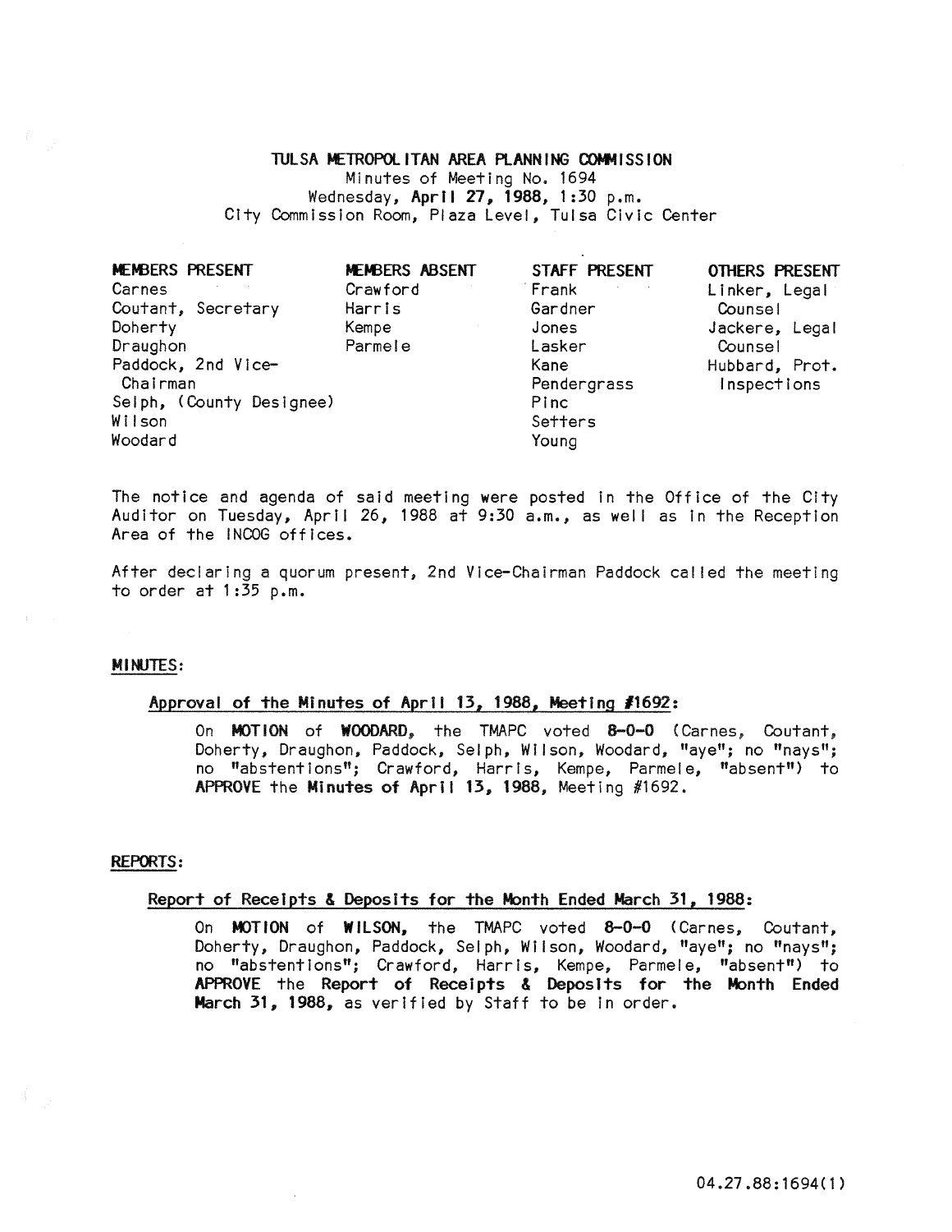# TULSA METROPOLITAN AREA PLANNING COMMISSION

Minutes of Meeting No. 1694
Wednesday, **April 27, 1988**, 1:30 p.m.
City Commission Room, Plaza Level, Tulsa Civic Center

| MEMBERS PRESENT | MEMBERS ABSENT | STAFF PRESENT | OTHERS PRESENT |
|---|---|---|---|
| Carnes | Crawford | Frank | Linker, Legal Counsel |
| Coutant, Secretary | Harris | Gardner | Jackere, Legal Counsel |
| Doherty | Kempe | Jones | Hubbard, Prot. Inspections |
| Draughon | Parmele | Lasker | |
| Paddock, 2nd Vice-Chairman | | Kane | |
| Selph, (County Designee) | | Pendergrass | |
| Wilson | | Pinc | |
| Woodard | | Setters | |
| | | Young | |

The notice and agenda of said meeting were posted in the Office of the City Auditor on Tuesday, April 26, 1988 at 9:30 a.m., as well as in the Reception Area of the INCOG offices.

After declaring a quorum present, 2nd Vice-Chairman Paddock called the meeting to order at 1:35 p.m.

## MINUTES:

### Approval of the Minutes of April 13, 1988, Meeting #1692:

On **MOTION** of **WOODARD**, the TMAPC voted **8-0-0** (Carnes, Coutant, Doherty, Draughon, Paddock, Selph, Wilson, Woodard, "aye"; no "nays"; no "abstentions"; Crawford, Harris, Kempe, Parmele, "absent") to **APPROVE** the **Minutes of April 13, 1988**, Meeting #1692.

## REPORTS:

### Report of Receipts & Deposits for the Month Ended March 31, 1988:

On **MOTION** of **WILSON**, the TMAPC voted **8-0-0** (Carnes, Coutant, Doherty, Draughon, Paddock, Selph, Wilson, Woodard, "aye"; no "nays"; no "abstentions"; Crawford, Harris, Kempe, Parmele, "absent") to **APPROVE** the **Report of Receipts & Deposits for the Month Ended March 31, 1988**, as verified by Staff to be in order.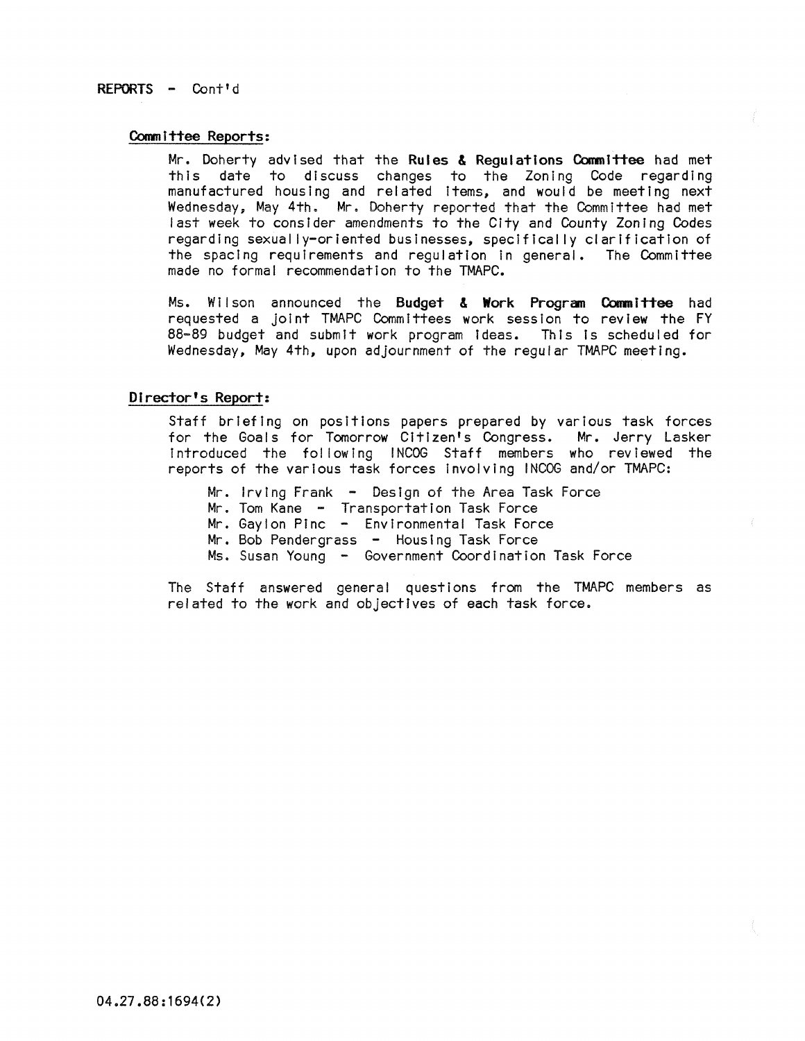REPORTS - Cont'd

**Committee Reports:**

Mr. Doherty advised that the **Rules & Regulations Committee** had met this date to discuss changes to the Zoning Code regarding manufactured housing and related items, and would be meeting next Wednesday, May 4th. Mr. Doherty reported that the Committee had met last week to consider amendments to the City and County Zoning Codes regarding sexually-oriented businesses, specifically clarification of the spacing requirements and regulation in general. The Committee made no formal recommendation to the TMAPC.

Ms. Wilson announced the **Budget & Work Program Committee** had requested a joint TMAPC Committees work session to review the FY 88-89 budget and submit work program ideas. This is scheduled for Wednesday, May 4th, upon adjournment of the regular TMAPC meeting.

**Director's Report:**

Staff briefing on positions papers prepared by various task forces for the Goals for Tomorrow Citizen's Congress. Mr. Jerry Lasker introduced the following INCOG Staff members who reviewed the reports of the various task forces involving INCOG and/or TMAPC:

- Mr. Irving Frank - Design of the Area Task Force
- Mr. Tom Kane - Transportation Task Force
- Mr. Gaylon Pinc - Environmental Task Force
- Mr. Bob Pendergrass - Housing Task Force
- Ms. Susan Young - Government Coordination Task Force

The Staff answered general questions from the TMAPC members as related to the work and objectives of each task force.

04.27.88:1694(2)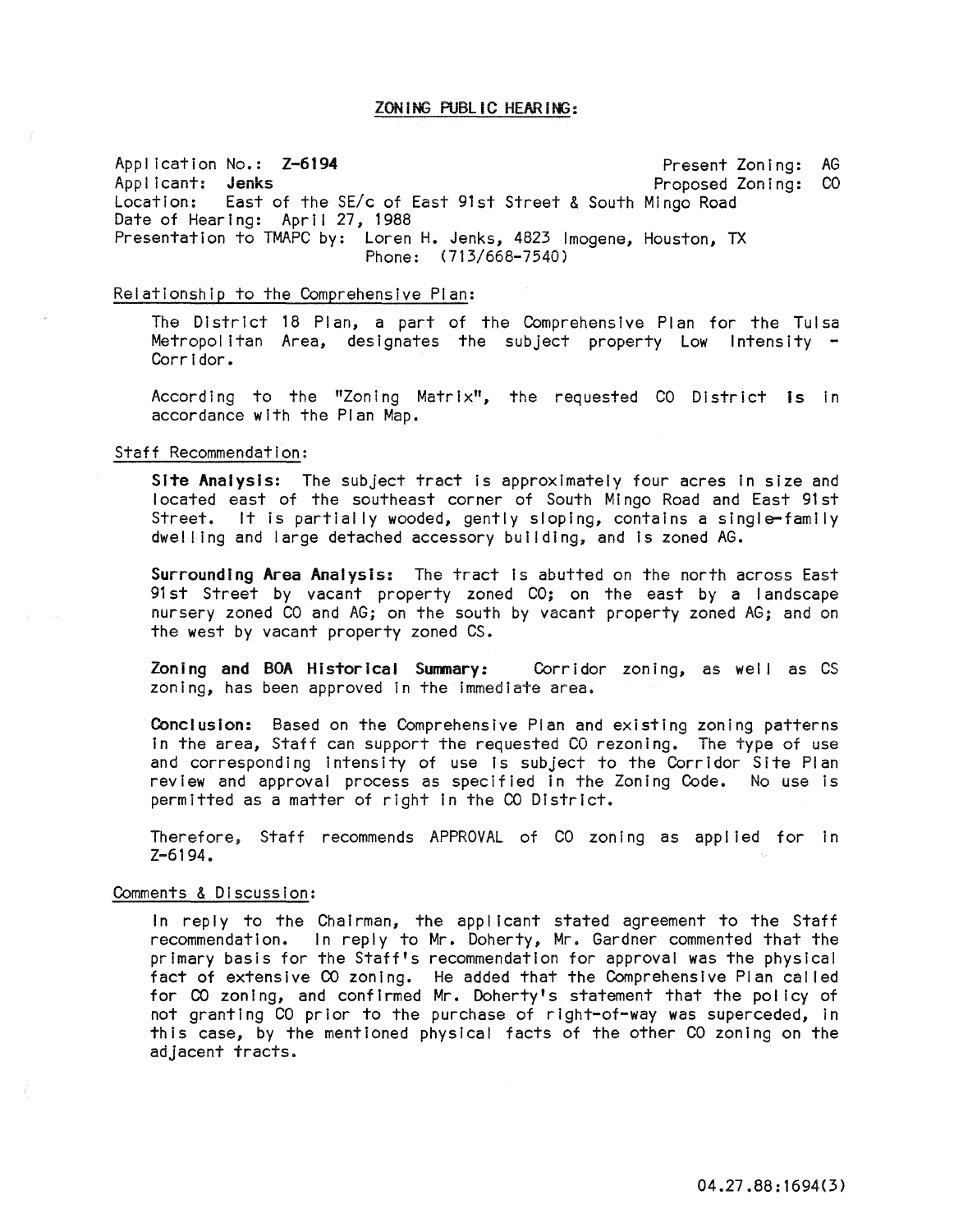## ZONING PUBLIC HEARING:

Application No.: **Z-6194** Present Zoning: AG
Applicant: **Jenks** Proposed Zoning: CO
Location: East of the SE/c of East 91st Street & South Mingo Road
Date of Hearing: April 27, 1988
Presentation to TMAPC by: Loren H. Jenks, 4823 Imogene, Houston, TX
Phone: (713/668-7540)

Relationship to the Comprehensive Plan:

The District 18 Plan, a part of the Comprehensive Plan for the Tulsa Metropolitan Area, designates the subject property Low Intensity - Corridor.

According to the "Zoning Matrix", the requested CO District **is** in accordance with the Plan Map.

Staff Recommendation:

**Site Analysis:** The subject tract is approximately four acres in size and located east of the southeast corner of South Mingo Road and East 91st Street. It is partially wooded, gently sloping, contains a single-family dwelling and large detached accessory building, and is zoned AG.

**Surrounding Area Analysis:** The tract is abutted on the north across East 91st Street by vacant property zoned CO; on the east by a landscape nursery zoned CO and AG; on the south by vacant property zoned AG; and on the west by vacant property zoned CS.

**Zoning and BOA Historical Summary:** Corridor zoning, as well as CS zoning, has been approved in the immediate area.

**Conclusion:** Based on the Comprehensive Plan and existing zoning patterns in the area, Staff can support the requested CO rezoning. The type of use and corresponding intensity of use is subject to the Corridor Site Plan review and approval process as specified in the Zoning Code. No use is permitted as a matter of right in the CO District.

Therefore, Staff recommends APPROVAL of CO zoning as applied for in Z-6194.

Comments & Discussion:

In reply to the Chairman, the applicant stated agreement to the Staff recommendation. In reply to Mr. Doherty, Mr. Gardner commented that the primary basis for the Staff's recommendation for approval was the physical fact of extensive CO zoning. He added that the Comprehensive Plan called for CO zoning, and confirmed Mr. Doherty's statement that the policy of not granting CO prior to the purchase of right-of-way was superceded, in this case, by the mentioned physical facts of the other CO zoning on the adjacent tracts.

04.27.88:1694(3)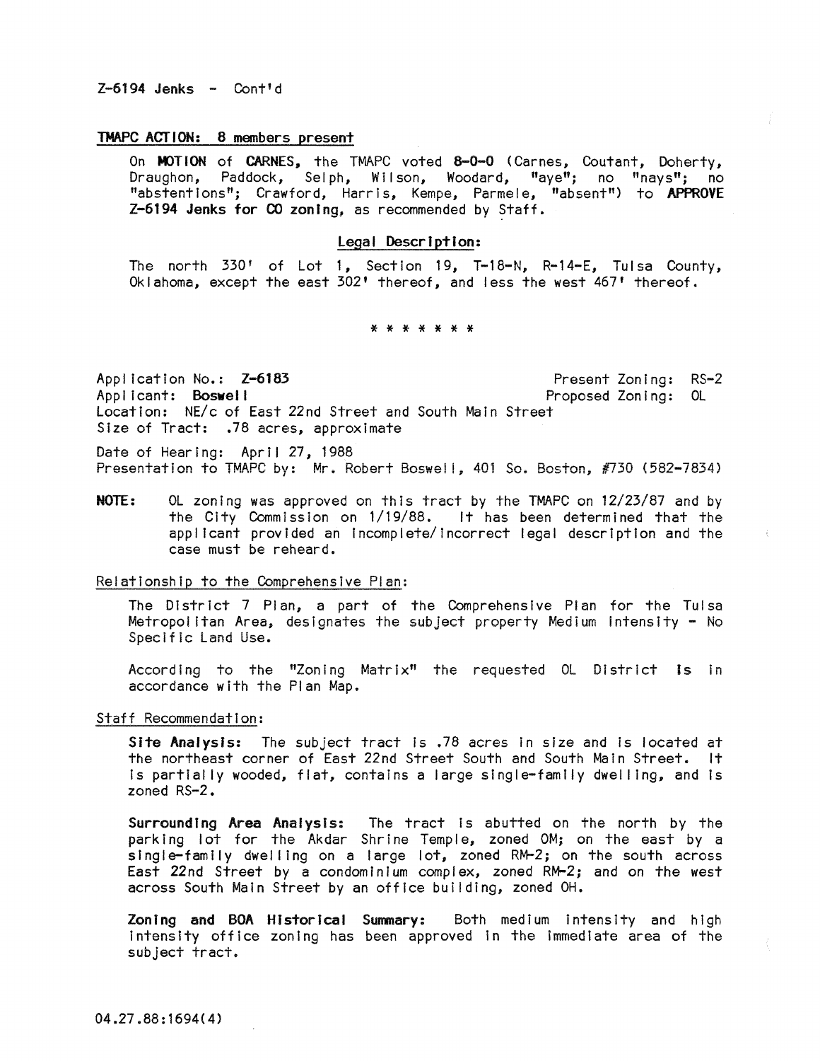Z-6194 Jenks - Cont'd

**TMAPC ACTION: 8 members present**

On **MOTION** of **CARNES**, the TMAPC voted **8-0-0** (Carnes, Coutant, Doherty, Draughon, Paddock, Selph, Wilson, Woodard, "aye"; no "nays"; no "abstentions"; Crawford, Harris, Kempe, Parmele, "absent") to **APPROVE Z-6194 Jenks for CO zoning**, as recommended by Staff.

**Legal Description:**

The north 330' of Lot 1, Section 19, T-18-N, R-14-E, Tulsa County, Oklahoma, except the east 302' thereof, and less the west 467' thereof.

\* \* \* \* \* \* \*

Application No.: **Z-6183**  
Applicant: **Boswell**  
Present Zoning: RS-2  
Proposed Zoning: OL  
Location: NE/c of East 22nd Street and South Main Street  
Size of Tract: .78 acres, approximate

Date of Hearing: April 27, 1988  
Presentation to TMAPC by: Mr. Robert Boswell, 401 So. Boston, #730 (582-7834)

**NOTE:** OL zoning was approved on this tract by the TMAPC on 12/23/87 and by the City Commission on 1/19/88. It has been determined that the applicant provided an incomplete/incorrect legal description and the case must be reheard.

Relationship to the Comprehensive Plan:

The District 7 Plan, a part of the Comprehensive Plan for the Tulsa Metropolitan Area, designates the subject property Medium Intensity - No Specific Land Use.

According to the "Zoning Matrix" the requested OL District **is** in accordance with the Plan Map.

Staff Recommendation:

**Site Analysis:** The subject tract is .78 acres in size and is located at the northeast corner of East 22nd Street South and South Main Street. It is partially wooded, flat, contains a large single-family dwelling, and is zoned RS-2.

**Surrounding Area Analysis:** The tract is abutted on the north by the parking lot for the Akdar Shrine Temple, zoned OM; on the east by a single-family dwelling on a large lot, zoned RM-2; on the south across East 22nd Street by a condominium complex, zoned RM-2; and on the west across South Main Street by an office building, zoned OH.

**Zoning and BOA Historical Summary:** Both medium intensity and high intensity office zoning has been approved in the immediate area of the subject tract.

04.27.88:1694(4)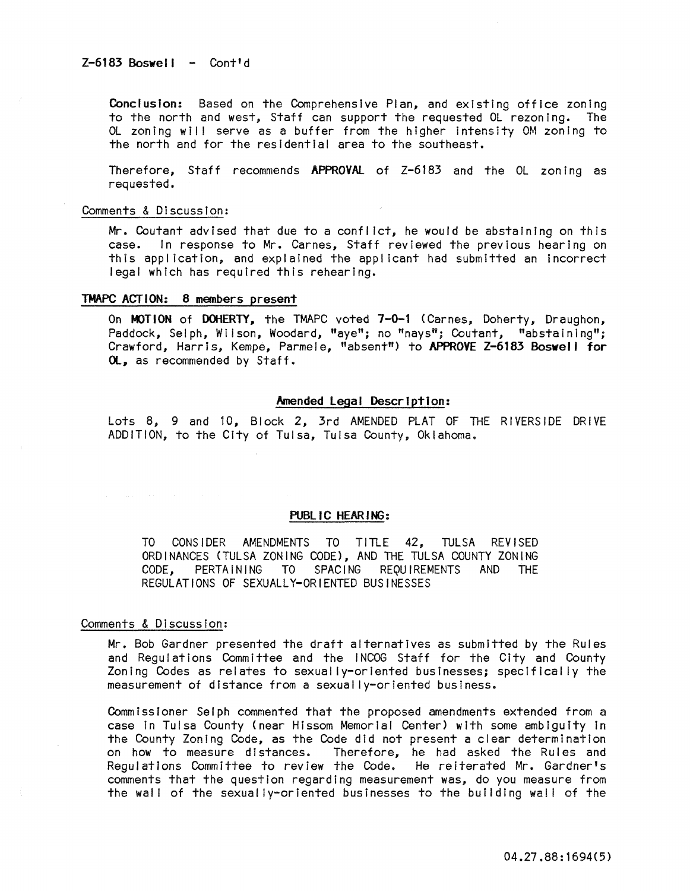Z-6183 Boswell - Cont'd

**Conclusion:** Based on the Comprehensive Plan, and existing office zoning to the north and west, Staff can support the requested OL rezoning. The OL zoning will serve as a buffer from the higher intensity OM zoning to the north and for the residential area to the southeast.

Therefore, Staff recommends **APPROVAL** of Z-6183 and the OL zoning as requested.

Comments & Discussion:

Mr. Coutant advised that due to a conflict, he would be abstaining on this case. In response to Mr. Carnes, Staff reviewed the previous hearing on this application, and explained the applicant had submitted an incorrect legal which has required this rehearing.

**TMAPC ACTION: 8 members present**

On **MOTION** of **DOHERTY**, the TMAPC voted **7-0-1** (Carnes, Doherty, Draughon, Paddock, Selph, Wilson, Woodard, "aye"; no "nays"; Coutant, "abstaining"; Crawford, Harris, Kempe, Parmele, "absent") to **APPROVE Z-6183 Boswell for OL**, as recommended by Staff.

**Amended Legal Description:**

Lots 8, 9 and 10, Block 2, 3rd AMENDED PLAT OF THE RIVERSIDE DRIVE ADDITION, to the City of Tulsa, Tulsa County, Oklahoma.

**PUBLIC HEARING:**

TO CONSIDER AMENDMENTS TO TITLE 42, TULSA REVISED ORDINANCES (TULSA ZONING CODE), AND THE TULSA COUNTY ZONING CODE, PERTAINING TO SPACING REQUIREMENTS AND THE REGULATIONS OF SEXUALLY-ORIENTED BUSINESSES

Comments & Discussion:

Mr. Bob Gardner presented the draft alternatives as submitted by the Rules and Regulations Committee and the INCOG Staff for the City and County Zoning Codes as relates to sexually-oriented businesses; specifically the measurement of distance from a sexually-oriented business.

Commissioner Selph commented that the proposed amendments extended from a case in Tulsa County (near Hissom Memorial Center) with some ambiguity in the County Zoning Code, as the Code did not present a clear determination on how to measure distances. Therefore, he had asked the Rules and Regulations Committee to review the Code. He reiterated Mr. Gardner's comments that the question regarding measurement was, do you measure from the wall of the sexually-oriented businesses to the building wall of the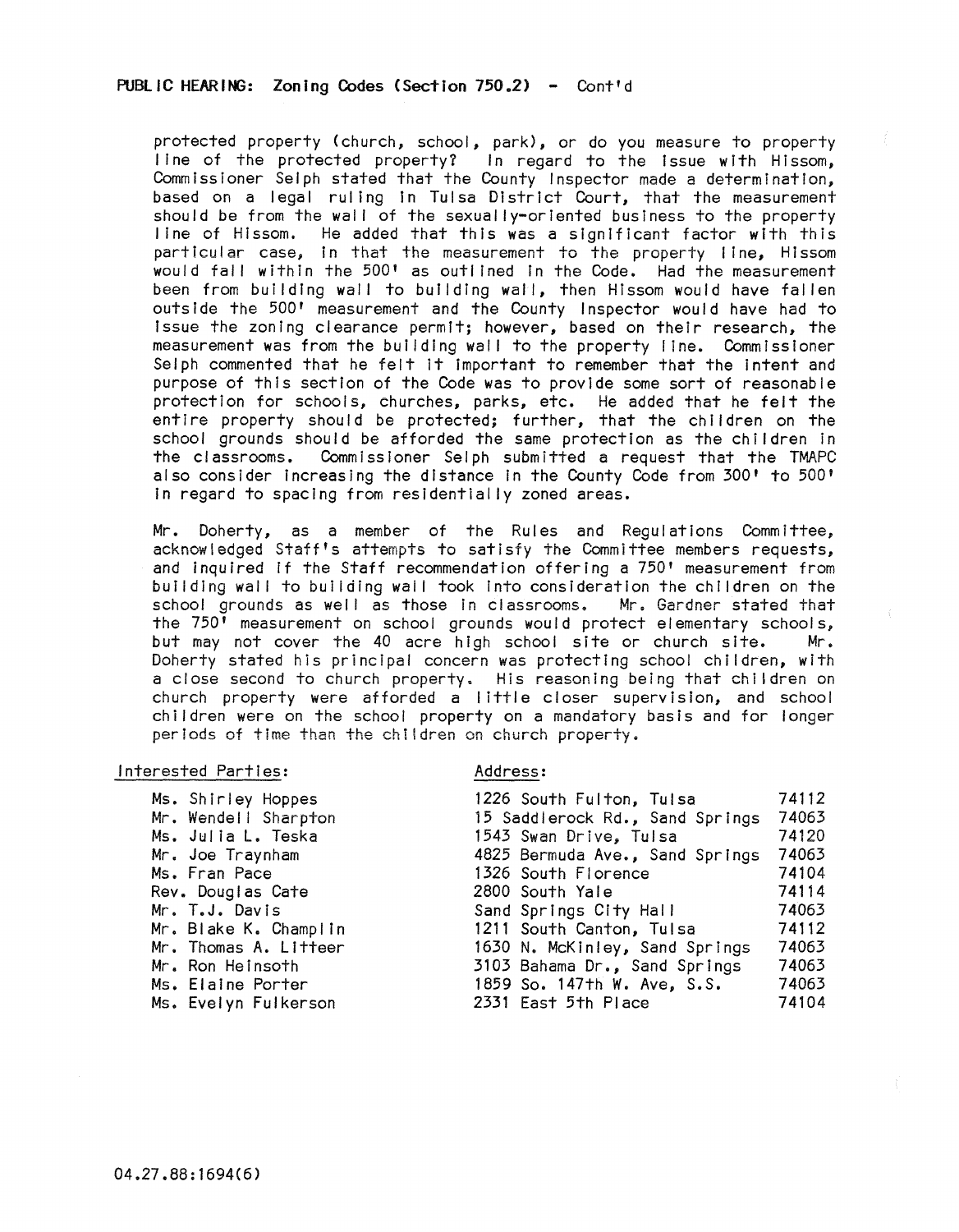**PUBLIC HEARING: Zoning Codes (Section 750.2) - Cont'd**

protected property (church, school, park), or do you measure to property line of the protected property? In regard to the issue with Hissom, Commissioner Selph stated that the County Inspector made a determination, based on a legal ruling in Tulsa District Court, that the measurement should be from the wall of the sexually-oriented business to the property line of Hissom. He added that this was a significant factor with this particular case, in that the measurement to the property line, Hissom would fall within the 500' as outlined in the Code. Had the measurement been from building wall to building wall, then Hissom would have fallen outside the 500' measurement and the County Inspector would have had to issue the zoning clearance permit; however, based on their research, the measurement was from the building wall to the property line. Commissioner Selph commented that he felt it important to remember that the intent and purpose of this section of the Code was to provide some sort of reasonable protection for schools, churches, parks, etc. He added that he felt the entire property should be protected; further, that the children on the school grounds should be afforded the same protection as the children in the classrooms. Commissioner Selph submitted a request that the TMAPC also consider increasing the distance in the County Code from 300' to 500' in regard to spacing from residentially zoned areas.

Mr. Doherty, as a member of the Rules and Regulations Committee, acknowledged Staff's attempts to satisfy the Committee members requests, and inquired if the Staff recommendation offering a 750' measurement from building wall to building wall took into consideration the children on the school grounds as well as those in classrooms. Mr. Gardner stated that the 750' measurement on school grounds would protect elementary schools, but may not cover the 40 acre high school site or church site. Mr. Doherty stated his principal concern was protecting school children, with a close second to church property. His reasoning being that children on church property were afforded a little closer supervision, and school children were on the school property on a mandatory basis and for longer periods of time than the children on church property.

| Interested Parties: | Address: | |
|---|---|---|
| Ms. Shirley Hoppes | 1226 South Fulton, Tulsa | 74112 |
| Mr. Wendell Sharpton | 15 Saddlerock Rd., Sand Springs | 74063 |
| Ms. Julia L. Teska | 1543 Swan Drive, Tulsa | 74120 |
| Mr. Joe Traynham | 4825 Bermuda Ave., Sand Springs | 74063 |
| Ms. Fran Pace | 1326 South Florence | 74104 |
| Rev. Douglas Cate | 2800 South Yale | 74114 |
| Mr. T.J. Davis | Sand Springs City Hall | 74063 |
| Mr. Blake K. Champlin | 1211 South Canton, Tulsa | 74112 |
| Mr. Thomas A. Litteer | 1630 N. McKinley, Sand Springs | 74063 |
| Mr. Ron Heinsoth | 3103 Bahama Dr., Sand Springs | 74063 |
| Ms. Elaine Porter | 1859 So. 147th W. Ave, S.S. | 74063 |
| Ms. Evelyn Fulkerson | 2331 East 5th Place | 74104 |

04.27.88:1694(6)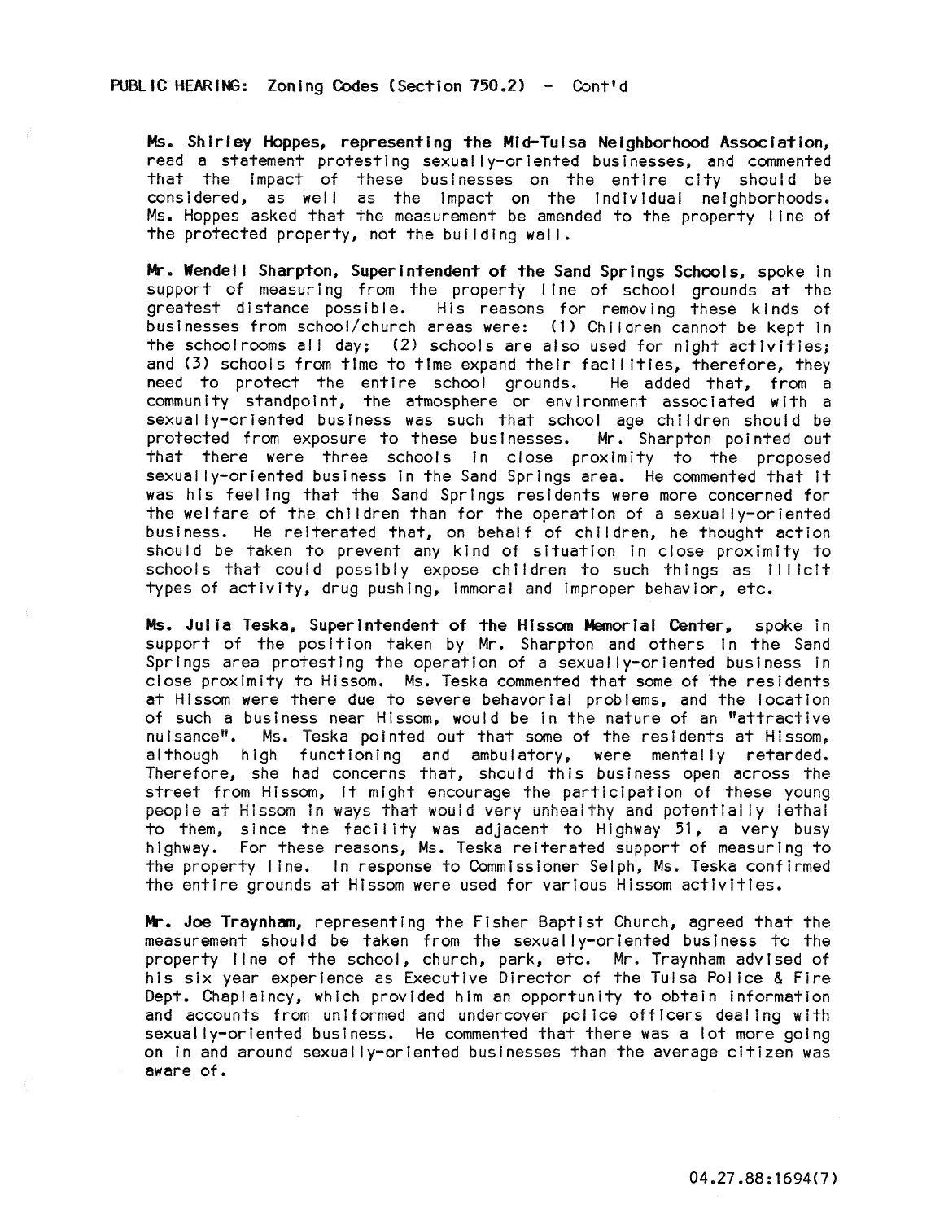PUBLIC HEARING: Zoning Codes (Section 750.2) - Cont'd

**Ms. Shirley Hoppes, representing the Mid-Tulsa Neighborhood Association,** read a statement protesting sexually-oriented businesses, and commented that the impact of these businesses on the entire city should be considered, as well as the impact on the individual neighborhoods. Ms. Hoppes asked that the measurement be amended to the property line of the protected property, not the building wall.

**Mr. Wendell Sharpton, Superintendent of the Sand Springs Schools,** spoke in support of measuring from the property line of school grounds at the greatest distance possible. His reasons for removing these kinds of businesses from school/church areas were: (1) Children cannot be kept in the schoolrooms all day; (2) schools are also used for night activities; and (3) schools from time to time expand their facilities, therefore, they need to protect the entire school grounds. He added that, from a community standpoint, the atmosphere or environment associated with a sexually-oriented business was such that school age children should be protected from exposure to these businesses. Mr. Sharpton pointed out that there were three schools in close proximity to the proposed sexually-oriented business in the Sand Springs area. He commented that it was his feeling that the Sand Springs residents were more concerned for the welfare of the children than for the operation of a sexually-oriented business. He reiterated that, on behalf of children, he thought action should be taken to prevent any kind of situation in close proximity to schools that could possibly expose children to such things as illicit types of activity, drug pushing, immoral and improper behavior, etc.

**Ms. Julia Teska, Superintendent of the Hissom Memorial Center,** spoke in support of the position taken by Mr. Sharpton and others in the Sand Springs area protesting the operation of a sexually-oriented business in close proximity to Hissom. Ms. Teska commented that some of the residents at Hissom were there due to severe behavorial problems, and the location of such a business near Hissom, would be in the nature of an "attractive nuisance". Ms. Teska pointed out that some of the residents at Hissom, although high functioning and ambulatory, were mentally retarded. Therefore, she had concerns that, should this business open across the street from Hissom, it might encourage the participation of these young people at Hissom in ways that would very unhealthy and potentially lethal to them, since the facility was adjacent to Highway 51, a very busy highway. For these reasons, Ms. Teska reiterated support of measuring to the property line. In response to Commissioner Selph, Ms. Teska confirmed the entire grounds at Hissom were used for various Hissom activities.

**Mr. Joe Traynham,** representing the Fisher Baptist Church, agreed that the measurement should be taken from the sexually-oriented business to the property line of the school, church, park, etc. Mr. Traynham advised of his six year experience as Executive Director of the Tulsa Police & Fire Dept. Chaplaincy, which provided him an opportunity to obtain information and accounts from uniformed and undercover police officers dealing with sexually-oriented business. He commented that there was a lot more going on in and around sexually-oriented businesses than the average citizen was aware of.

04.27.88:1694(7)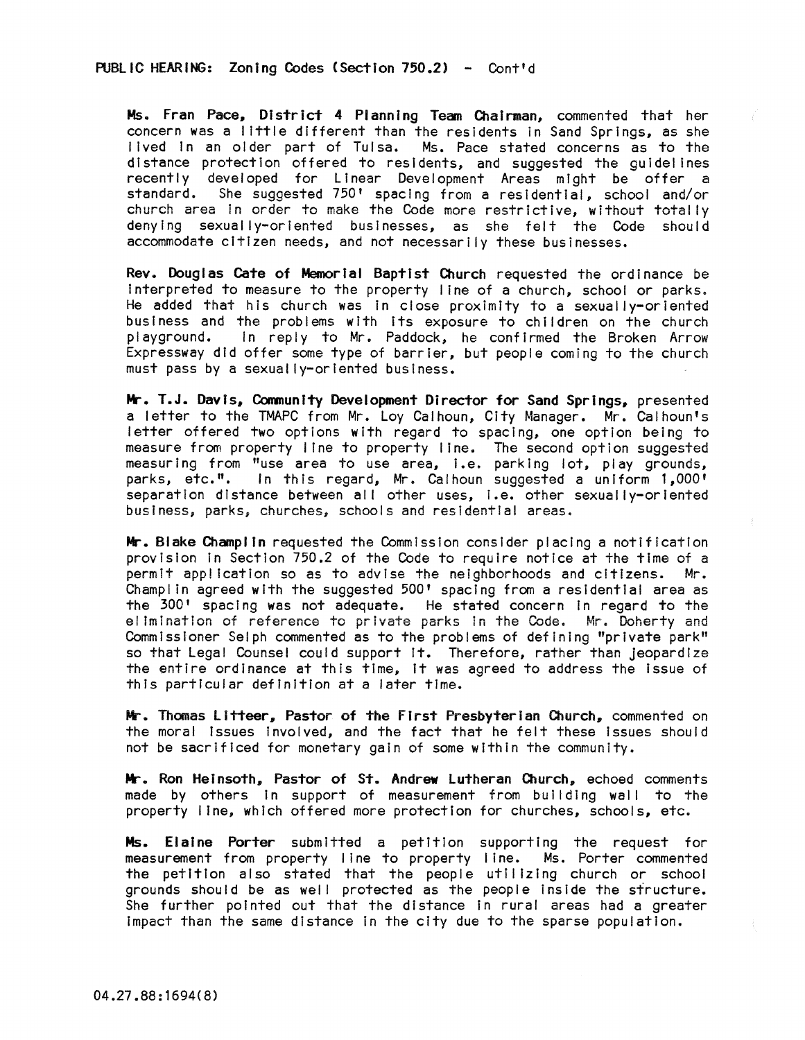PUBLIC HEARING: Zoning Codes (Section 750.2) - Cont'd

**Ms. Fran Pace, District 4 Planning Team Chairman,** commented that her concern was a little different than the residents in Sand Springs, as she lived in an older part of Tulsa. Ms. Pace stated concerns as to the distance protection offered to residents, and suggested the guidelines recently developed for Linear Development Areas might be offer a standard. She suggested 750' spacing from a residential, school and/or church area in order to make the Code more restrictive, without totally denying sexually-oriented businesses, as she felt the Code should accommodate citizen needs, and not necessarily these businesses.

**Rev. Douglas Cate of Memorial Baptist Church** requested the ordinance be interpreted to measure to the property line of a church, school or parks. He added that his church was in close proximity to a sexually-oriented business and the problems with its exposure to children on the church playground. In reply to Mr. Paddock, he confirmed the Broken Arrow Expressway did offer some type of barrier, but people coming to the church must pass by a sexually-oriented business.

**Mr. T.J. Davis, Community Development Director for Sand Springs,** presented a letter to the TMAPC from Mr. Loy Calhoun, City Manager. Mr. Calhoun's letter offered two options with regard to spacing, one option being to measure from property line to property line. The second option suggested measuring from "use area to use area, i.e. parking lot, play grounds, parks, etc.". In this regard, Mr. Calhoun suggested a uniform 1,000' separation distance between all other uses, i.e. other sexually-oriented business, parks, churches, schools and residential areas.

**Mr. Blake Champlin** requested the Commission consider placing a notification provision in Section 750.2 of the Code to require notice at the time of a permit application so as to advise the neighborhoods and citizens. Mr. Champlin agreed with the suggested 500' spacing from a residential area as the 300' spacing was not adequate. He stated concern in regard to the elimination of reference to private parks in the Code. Mr. Doherty and Commissioner Selph commented as to the problems of defining "private park" so that Legal Counsel could support it. Therefore, rather than jeopardize the entire ordinance at this time, it was agreed to address the issue of this particular definition at a later time.

**Mr. Thomas Litteer, Pastor of the First Presbyterian Church,** commented on the moral issues involved, and the fact that he felt these issues should not be sacrificed for monetary gain of some within the community.

**Mr. Ron Heinsoth, Pastor of St. Andrew Lutheran Church,** echoed comments made by others in support of measurement from building wall to the property line, which offered more protection for churches, schools, etc.

**Ms. Elaine Porter** submitted a petition supporting the request for measurement from property line to property line. Ms. Porter commented the petition also stated that the people utilizing church or school grounds should be as well protected as the people inside the structure. She further pointed out that the distance in rural areas had a greater impact than the same distance in the city due to the sparse population.

04.27.88:1694(8)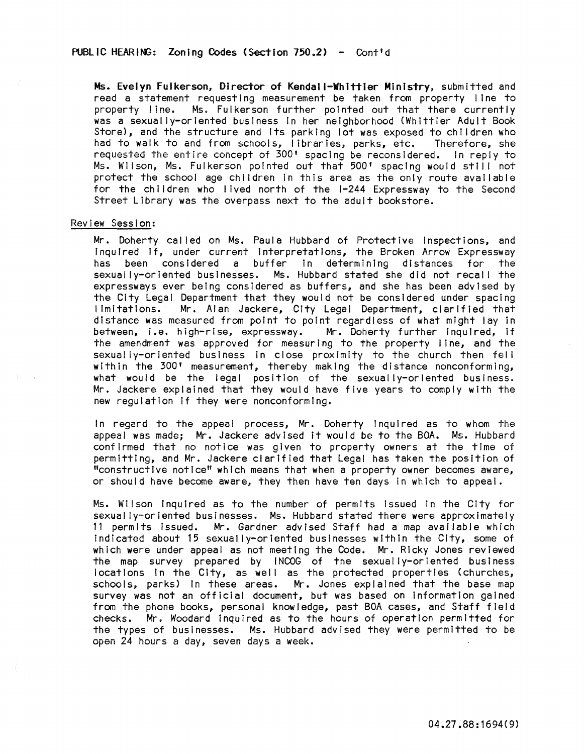PUBLIC HEARING: Zoning Codes (Section 750.2) - Cont'd

**Ms. Evelyn Fulkerson, Director of Kendall-Whittier Ministry,** submitted and read a statement requesting measurement be taken from property line to property line. Ms. Fulkerson further pointed out that there currently was a sexually-oriented business in her neighborhood (Whittier Adult Book Store), and the structure and its parking lot was exposed to children who had to walk to and from schools, libraries, parks, etc. Therefore, she requested the entire concept of 300' spacing be reconsidered. In reply to Ms. Wilson, Ms. Fulkerson pointed out that 500' spacing would still not protect the school age children in this area as the only route available for the children who lived north of the I-244 Expressway to the Second Street Library was the overpass next to the adult bookstore.

Review Session:

Mr. Doherty called on Ms. Paula Hubbard of Protective Inspections, and inquired if, under current interpretations, the Broken Arrow Expressway has been considered a buffer in determining distances for the sexually-oriented businesses. Ms. Hubbard stated she did not recall the expressways ever being considered as buffers, and she has been advised by the City Legal Department that they would not be considered under spacing limitations. Mr. Alan Jackere, City Legal Department, clarified that distance was measured from point to point regardless of what might lay in between, i.e. high-rise, expressway. Mr. Doherty further inquired, if the amendment was approved for measuring to the property line, and the sexually-oriented business in close proximity to the church then fell within the 300' measurement, thereby making the distance nonconforming, what would be the legal position of the sexually-oriented business. Mr. Jackere explained that they would have five years to comply with the new regulation if they were nonconforming.

In regard to the appeal process, Mr. Doherty inquired as to whom the appeal was made; Mr. Jackere advised it would be to the BOA. Ms. Hubbard confirmed that no notice was given to property owners at the time of permitting, and Mr. Jackere clarified that Legal has taken the position of "constructive notice" which means that when a property owner becomes aware, or should have become aware, they then have ten days in which to appeal.

Ms. Wilson inquired as to the number of permits issued in the City for sexually-oriented businesses. Ms. Hubbard stated there were approximately 11 permits issued. Mr. Gardner advised Staff had a map available which indicated about 15 sexually-oriented businesses within the City, some of which were under appeal as not meeting the Code. Mr. Ricky Jones reviewed the map survey prepared by INCOG of the sexually-oriented business locations in the City, as well as the protected properties (churches, schools, parks) in these areas. Mr. Jones explained that the base map survey was not an official document, but was based on information gained from the phone books, personal knowledge, past BOA cases, and Staff field checks. Mr. Woodard inquired as to the hours of operation permitted for the types of businesses. Ms. Hubbard advised they were permitted to be open 24 hours a day, seven days a week.

04.27.88:1694(9)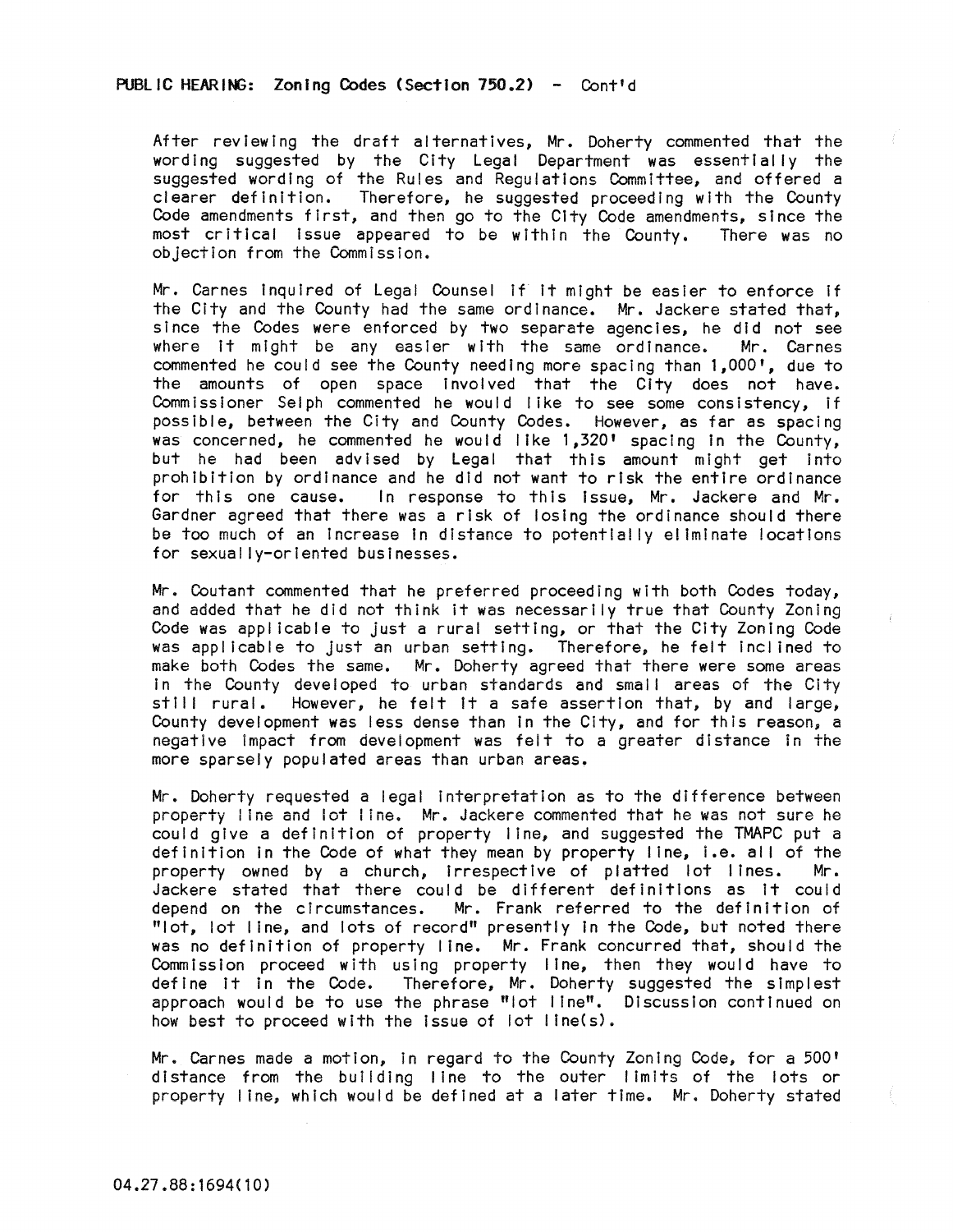**PUBLIC HEARING: Zoning Codes (Section 750.2) - Cont'd**

After reviewing the draft alternatives, Mr. Doherty commented that the wording suggested by the City Legal Department was essentially the suggested wording of the Rules and Regulations Committee, and offered a clearer definition. Therefore, he suggested proceeding with the County Code amendments first, and then go to the City Code amendments, since the most critical issue appeared to be within the County. There was no objection from the Commission.

Mr. Carnes inquired of Legal Counsel if it might be easier to enforce if the City and the County had the same ordinance. Mr. Jackere stated that, since the Codes were enforced by two separate agencies, he did not see where it might be any easier with the same ordinance. Mr. Carnes commented he could see the County needing more spacing than 1,000', due to the amounts of open space involved that the City does not have. Commissioner Selph commented he would like to see some consistency, if possible, between the City and County Codes. However, as far as spacing was concerned, he commented he would like 1,320' spacing in the County, but he had been advised by Legal that this amount might get into prohibition by ordinance and he did not want to risk the entire ordinance for this one cause. In response to this issue, Mr. Jackere and Mr. Gardner agreed that there was a risk of losing the ordinance should there be too much of an increase in distance to potentially eliminate locations for sexually-oriented businesses.

Mr. Coutant commented that he preferred proceeding with both Codes today, and added that he did not think it was necessarily true that County Zoning Code was applicable to just a rural setting, or that the City Zoning Code was applicable to just an urban setting. Therefore, he felt inclined to make both Codes the same. Mr. Doherty agreed that there were some areas in the County developed to urban standards and small areas of the City still rural. However, he felt it a safe assertion that, by and large, County development was less dense than in the City, and for this reason, a negative impact from development was felt to a greater distance in the more sparsely populated areas than urban areas.

Mr. Doherty requested a legal interpretation as to the difference between property line and lot line. Mr. Jackere commented that he was not sure he could give a definition of property line, and suggested the TMAPC put a definition in the Code of what they mean by property line, i.e. all of the property owned by a church, irrespective of platted lot lines. Mr. Jackere stated that there could be different definitions as it could depend on the circumstances. Mr. Frank referred to the definition of "lot, lot line, and lots of record" presently in the Code, but noted there was no definition of property line. Mr. Frank concurred that, should the Commission proceed with using property line, then they would have to define it in the Code. Therefore, Mr. Doherty suggested the simplest approach would be to use the phrase "lot line". Discussion continued on how best to proceed with the issue of lot line(s).

Mr. Carnes made a motion, in regard to the County Zoning Code, for a 500' distance from the building line to the outer limits of the lots or property line, which would be defined at a later time. Mr. Doherty stated

04.27.88:1694(10)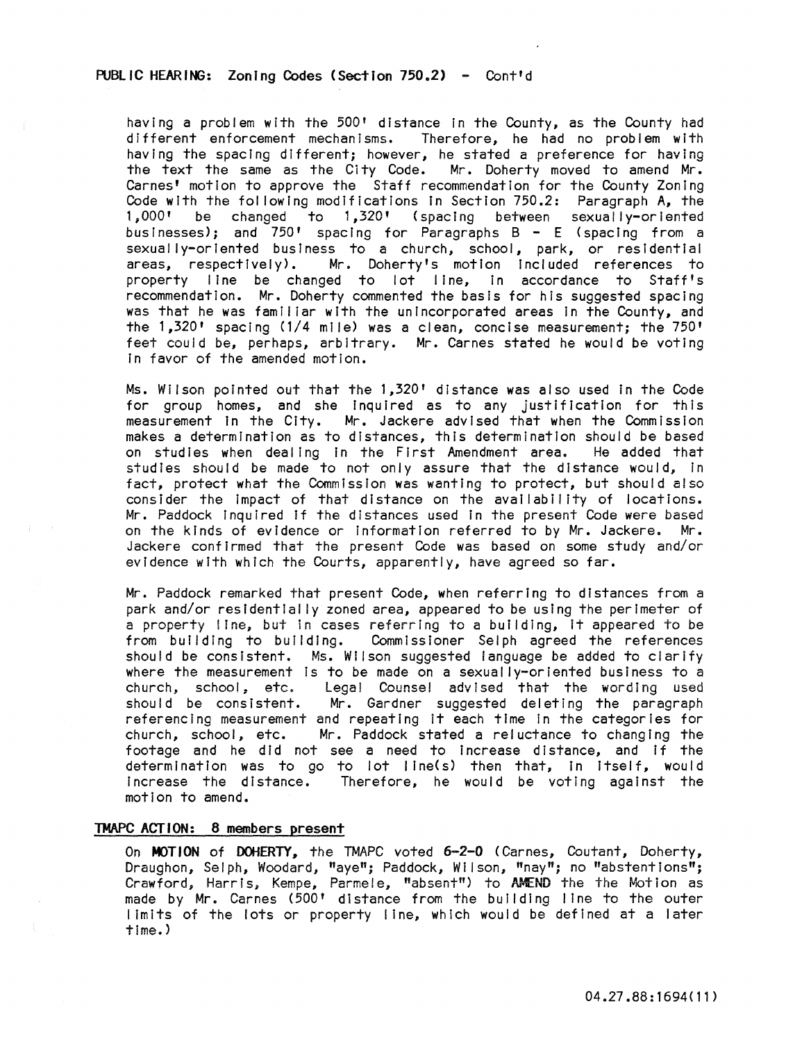**PUBLIC HEARING: Zoning Codes (Section 750.2) - Cont'd**

having a problem with the 500' distance in the County, as the County had different enforcement mechanisms. Therefore, he had no problem with having the spacing different; however, he stated a preference for having the text the same as the City Code. Mr. Doherty moved to amend Mr. Carnes' motion to approve the Staff recommendation for the County Zoning Code with the following modifications in Section 750.2: Paragraph A, the 1,000' be changed to 1,320' (spacing between sexually-oriented businesses); and 750' spacing for Paragraphs B - E (spacing from a sexually-oriented business to a church, school, park, or residential areas, respectively). Mr. Doherty's motion included references to property line be changed to lot line, in accordance to Staff's recommendation. Mr. Doherty commented the basis for his suggested spacing was that he was familiar with the unincorporated areas in the County, and the 1,320' spacing (1/4 mile) was a clean, concise measurement; the 750' feet could be, perhaps, arbitrary. Mr. Carnes stated he would be voting in favor of the amended motion.

Ms. Wilson pointed out that the 1,320' distance was also used in the Code for group homes, and she inquired as to any justification for this measurement in the City. Mr. Jackere advised that when the Commission makes a determination as to distances, this determination should be based on studies when dealing in the First Amendment area. He added that studies should be made to not only assure that the distance would, in fact, protect what the Commission was wanting to protect, but should also consider the impact of that distance on the availability of locations. Mr. Paddock inquired if the distances used in the present Code were based on the kinds of evidence or information referred to by Mr. Jackere. Mr. Jackere confirmed that the present Code was based on some study and/or evidence with which the Courts, apparently, have agreed so far.

Mr. Paddock remarked that present Code, when referring to distances from a park and/or residentially zoned area, appeared to be using the perimeter of a property line, but in cases referring to a building, it appeared to be from building to building. Commissioner Selph agreed the references should be consistent. Ms. Wilson suggested language be added to clarify where the measurement is to be made on a sexually-oriented business to a church, school, etc. Legal Counsel advised that the wording used should be consistent. Mr. Gardner suggested deleting the paragraph referencing measurement and repeating it each time in the categories for church, school, etc. Mr. Paddock stated a reluctance to changing the footage and he did not see a need to increase distance, and if the determination was to go to lot line(s) then that, in itself, would increase the distance. Therefore, he would be voting against the motion to amend.

**TMAPC ACTION: 8 members present**

On **MOTION** of **DOHERTY**, the TMAPC voted **6-2-0** (Carnes, Coutant, Doherty, Draughon, Selph, Woodard, "aye"; Paddock, Wilson, "nay"; no "abstentions"; Crawford, Harris, Kempe, Parmele, "absent") to **AMEND** the the Motion as made by Mr. Carnes (500' distance from the building line to the outer limits of the lots or property line, which would be defined at a later time.)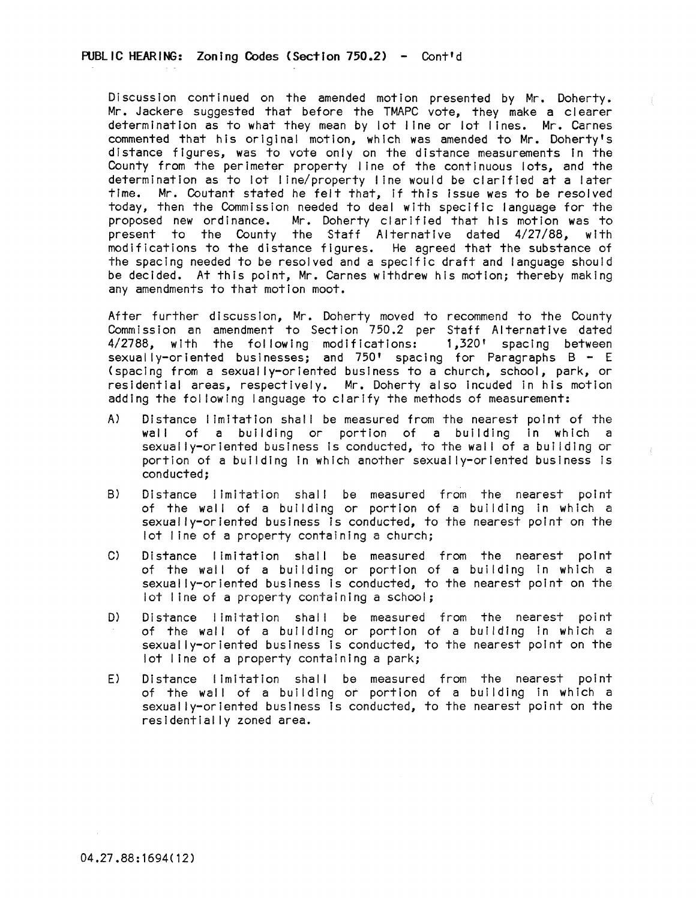**PUBLIC HEARING: Zoning Codes (Section 750.2) - Cont'd**

Discussion continued on the amended motion presented by Mr. Doherty. Mr. Jackere suggested that before the TMAPC vote, they make a clearer determination as to what they mean by lot line or lot lines. Mr. Carnes commented that his original motion, which was amended to Mr. Doherty's distance figures, was to vote only on the distance measurements in the County from the perimeter property line of the continuous lots, and the determination as to lot line/property line would be clarified at a later time. Mr. Coutant stated he felt that, if this issue was to be resolved today, then the Commission needed to deal with specific language for the proposed new ordinance. Mr. Doherty clarified that his motion was to present to the County the Staff Alternative dated 4/27/88, with modifications to the distance figures. He agreed that the substance of the spacing needed to be resolved and a specific draft and language should be decided. At this point, Mr. Carnes withdrew his motion; thereby making any amendments to that motion moot.

After further discussion, Mr. Doherty moved to recommend to the County Commission an amendment to Section 750.2 per Staff Alternative dated 4/2788, with the following modifications: 1,320' spacing between sexually-oriented businesses; and 750' spacing for Paragraphs B - E (spacing from a sexually-oriented business to a church, school, park, or residential areas, respectively. Mr. Doherty also incuded in his motion adding the following language to clarify the methods of measurement:

A) Distance limitation shall be measured from the nearest point of the wall of a building or portion of a building in which a sexually-oriented business is conducted, to the wall of a building or portion of a building in which another sexually-oriented business is conducted;

B) Distance limitation shall be measured from the nearest point of the wall of a building or portion of a building in which a sexually-oriented business is conducted, to the nearest point on the lot line of a property containing a church;

C) Distance limitation shall be measured from the nearest point of the wall of a building or portion of a building in which a sexually-oriented business is conducted, to the nearest point on the lot line of a property containing a school;

D) Distance limitation shall be measured from the nearest point of the wall of a building or portion of a building in which a sexually-oriented business is conducted, to the nearest point on the lot line of a property containing a park;

E) Distance limitation shall be measured from the nearest point of the wall of a building or portion of a building in which a sexually-oriented business is conducted, to the nearest point on the residentially zoned area.

04.27.88:1694(12)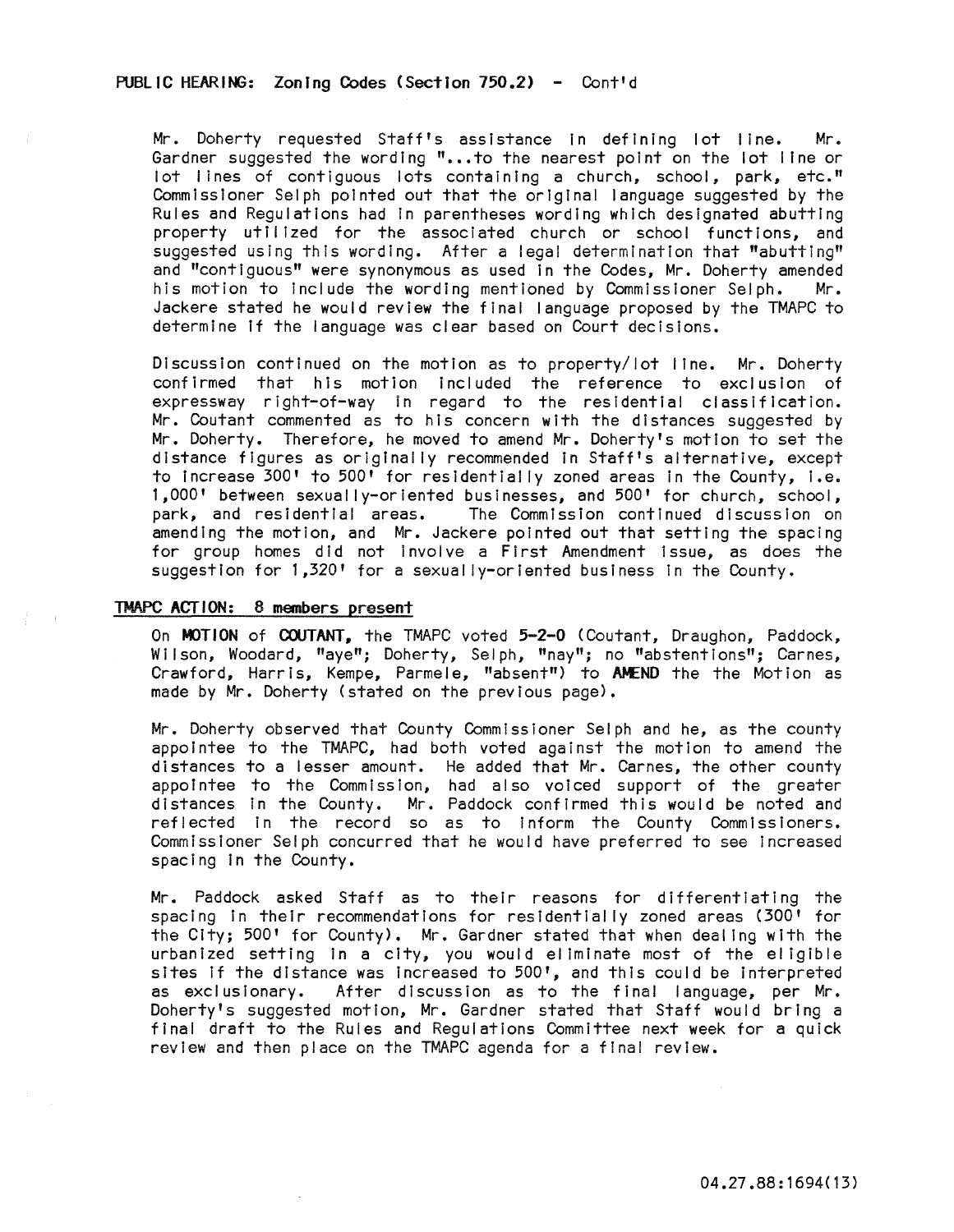PUBLIC HEARING: Zoning Codes (Section 750.2) - Cont'd

Mr. Doherty requested Staff's assistance in defining lot line. Mr. Gardner suggested the wording "...to the nearest point on the lot line or lot lines of contiguous lots containing a church, school, park, etc." Commissioner Selph pointed out that the original language suggested by the Rules and Regulations had in parentheses wording which designated abutting property utilized for the associated church or school functions, and suggested using this wording. After a legal determination that "abutting" and "contiguous" were synonymous as used in the Codes, Mr. Doherty amended his motion to include the wording mentioned by Commissioner Selph. Mr. Jackere stated he would review the final language proposed by the TMAPC to determine if the language was clear based on Court decisions.

Discussion continued on the motion as to property/lot line. Mr. Doherty confirmed that his motion included the reference to exclusion of expressway right-of-way in regard to the residential classification. Mr. Coutant commented as to his concern with the distances suggested by Mr. Doherty. Therefore, he moved to amend Mr. Doherty's motion to set the distance figures as originally recommended in Staff's alternative, except to increase 300' to 500' for residentially zoned areas in the County, i.e. 1,000' between sexually-oriented businesses, and 500' for church, school, park, and residential areas. The Commission continued discussion on amending the motion, and Mr. Jackere pointed out that setting the spacing for group homes did not involve a First Amendment issue, as does the suggestion for 1,320' for a sexually-oriented business in the County.

**TMAPC ACTION: 8 members present**

On **MOTION** of **COUTANT**, the TMAPC voted **5-2-0** (Coutant, Draughon, Paddock, Wilson, Woodard, "aye"; Doherty, Selph, "nay"; no "abstentions"; Carnes, Crawford, Harris, Kempe, Parmele, "absent") to **AMEND** the the Motion as made by Mr. Doherty (stated on the previous page).

Mr. Doherty observed that County Commissioner Selph and he, as the county appointee to the TMAPC, had both voted against the motion to amend the distances to a lesser amount. He added that Mr. Carnes, the other county appointee to the Commission, had also voiced support of the greater distances in the County. Mr. Paddock confirmed this would be noted and reflected in the record so as to inform the County Commissioners. Commissioner Selph concurred that he would have preferred to see increased spacing in the County.

Mr. Paddock asked Staff as to their reasons for differentiating the spacing in their recommendations for residentially zoned areas (300' for the City; 500' for County). Mr. Gardner stated that when dealing with the urbanized setting in a city, you would eliminate most of the eligible sites if the distance was increased to 500', and this could be interpreted as exclusionary. After discussion as to the final language, per Mr. Doherty's suggested motion, Mr. Gardner stated that Staff would bring a final draft to the Rules and Regulations Committee next week for a quick review and then place on the TMAPC agenda for a final review.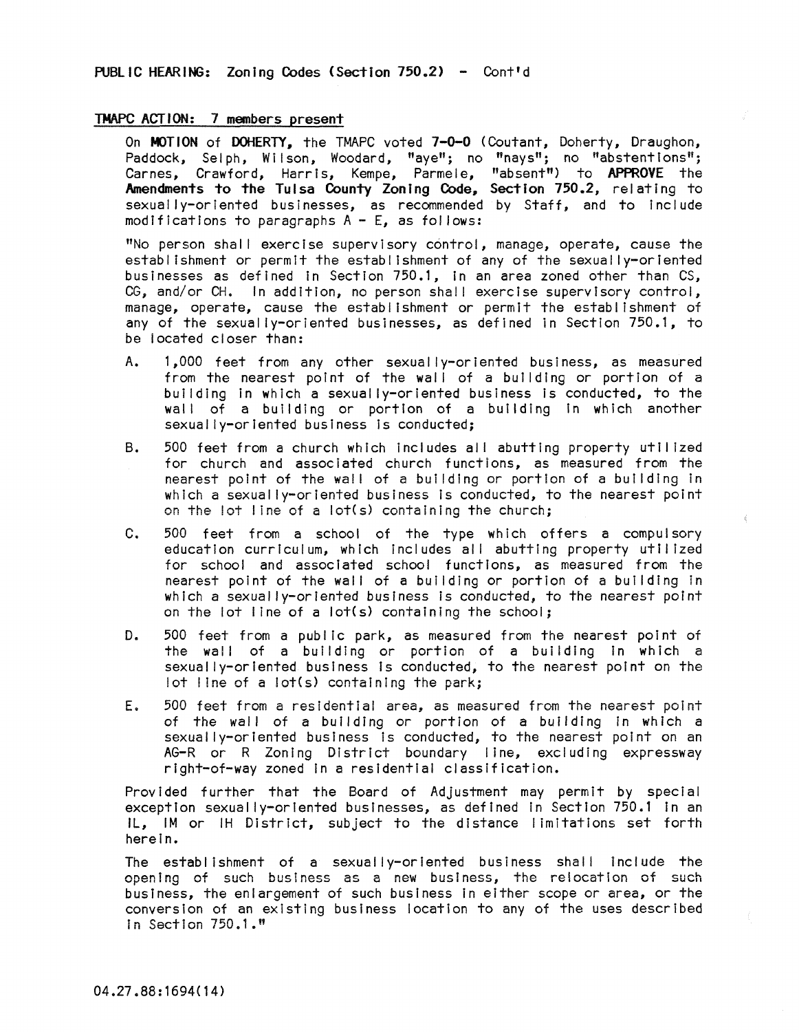PUBLIC HEARING: Zoning Codes (Section 750.2) - Cont'd

TMAPC ACTION: 7 members present

On **MOTION** of **DOHERTY**, the TMAPC voted **7-0-0** (Coutant, Doherty, Draughon, Paddock, Selph, Wilson, Woodard, "aye"; no "nays"; no "abstentions"; Carnes, Crawford, Harris, Kempe, Parmele, "absent") to **APPROVE** the **Amendments to the Tulsa County Zoning Code, Section 750.2**, relating to sexually-oriented businesses, as recommended by Staff, and to include modifications to paragraphs A - E, as follows:

"No person shall exercise supervisory control, manage, operate, cause the establishment or permit the establishment of any of the sexually-oriented businesses as defined in Section 750.1, in an area zoned other than CS, CG, and/or CH. In addition, no person shall exercise supervisory control, manage, operate, cause the establishment or permit the establishment of any of the sexually-oriented businesses, as defined in Section 750.1, to be located closer than:

A. 1,000 feet from any other sexually-oriented business, as measured from the nearest point of the wall of a building or portion of a building in which a sexually-oriented business is conducted, to the wall of a building or portion of a building in which another sexually-oriented business is conducted;

B. 500 feet from a church which includes all abutting property utilized for church and associated church functions, as measured from the nearest point of the wall of a building or portion of a building in which a sexually-oriented business is conducted, to the nearest point on the lot line of a lot(s) containing the church;

C. 500 feet from a school of the type which offers a compulsory education curriculum, which includes all abutting property utilized for school and associated school functions, as measured from the nearest point of the wall of a building or portion of a building in which a sexually-oriented business is conducted, to the nearest point on the lot line of a lot(s) containing the school;

D. 500 feet from a public park, as measured from the nearest point of the wall of a building or portion of a building in which a sexually-oriented business is conducted, to the nearest point on the lot line of a lot(s) containing the park;

E. 500 feet from a residential area, as measured from the nearest point of the wall of a building or portion of a building in which a sexually-oriented business is conducted, to the nearest point on an AG-R or R Zoning District boundary line, excluding expressway right-of-way zoned in a residential classification.

Provided further that the Board of Adjustment may permit by special exception sexually-oriented businesses, as defined in Section 750.1 in an IL, IM or IH District, subject to the distance limitations set forth herein.

The establishment of a sexually-oriented business shall include the opening of such business as a new business, the relocation of such business, the enlargement of such business in either scope or area, or the conversion of an existing business location to any of the uses described in Section 750.1."

04.27.88:1694(14)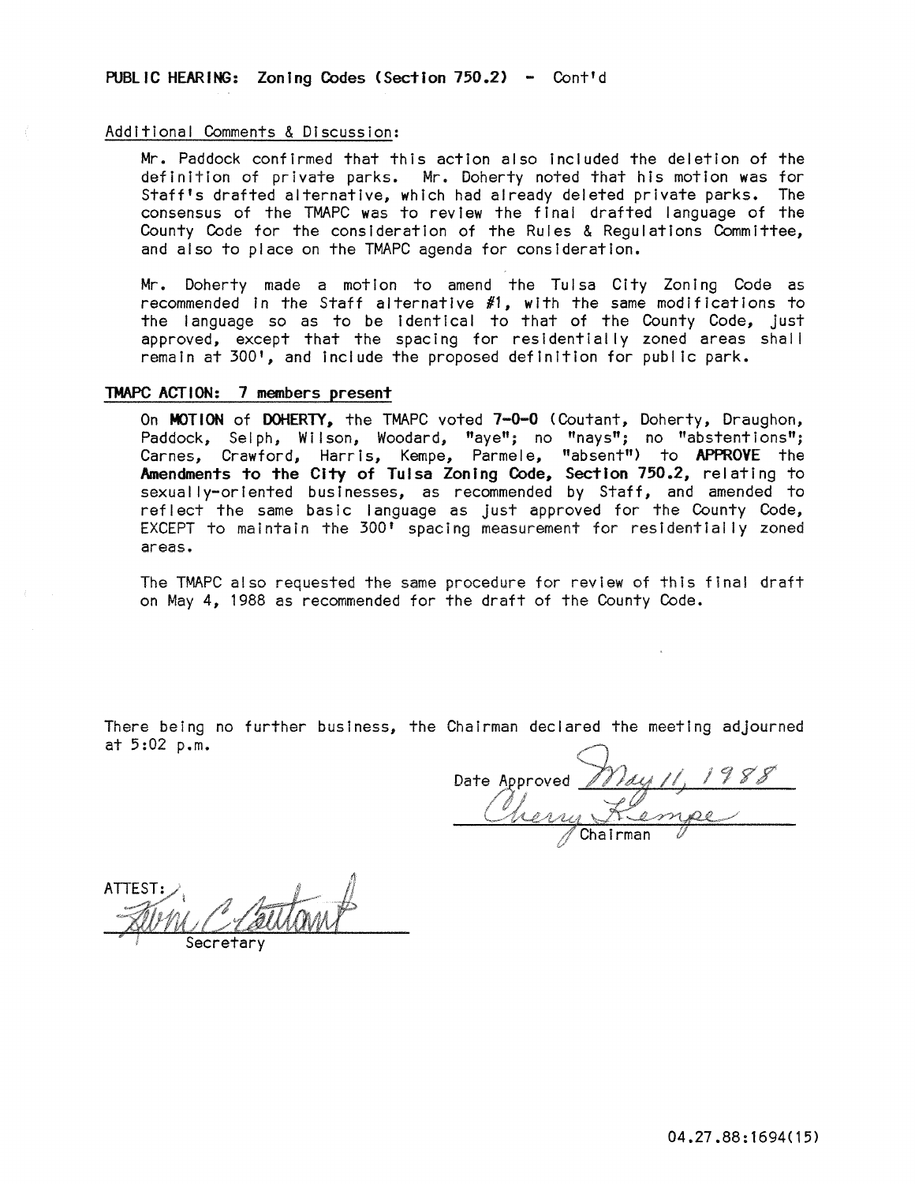**PUBLIC HEARING: Zoning Codes (Section 750.2) - Cont'd**

Additional Comments & Discussion:

Mr. Paddock confirmed that this action also included the deletion of the definition of private parks. Mr. Doherty noted that his motion was for Staff's drafted alternative, which had already deleted private parks. The consensus of the TMAPC was to review the final drafted language of the County Code for the consideration of the Rules & Regulations Committee, and also to place on the TMAPC agenda for consideration.

Mr. Doherty made a motion to amend the Tulsa City Zoning Code as recommended in the Staff alternative #1, with the same modifications to the language so as to be identical to that of the County Code, just approved, except that the spacing for residentially zoned areas shall remain at 300', and include the proposed definition for public park.

**TMAPC ACTION: 7 members present**

On **MOTION** of **DOHERTY,** the TMAPC voted **7-0-0** (Coutant, Doherty, Draughon, Paddock, Selph, Wilson, Woodard, "aye"; no "nays"; no "abstentions"; Carnes, Crawford, Harris, Kempe, Parmele, "absent") to **APPROVE** the **Amendments to the City of Tulsa Zoning Code, Section 750.2,** relating to sexually-oriented businesses, as recommended by Staff, and amended to reflect the same basic language as just approved for the County Code, EXCEPT to maintain the 300' spacing measurement for residentially zoned areas.

The TMAPC also requested the same procedure for review of this final draft on May 4, 1988 as recommended for the draft of the County Code.

There being no further business, the Chairman declared the meeting adjourned at 5:02 p.m.

Date Approved May 11, 1988

Cherry Kempe
Chairman

ATTEST:
Kevin C. Coutant
Secretary

04.27.88:1694(15)